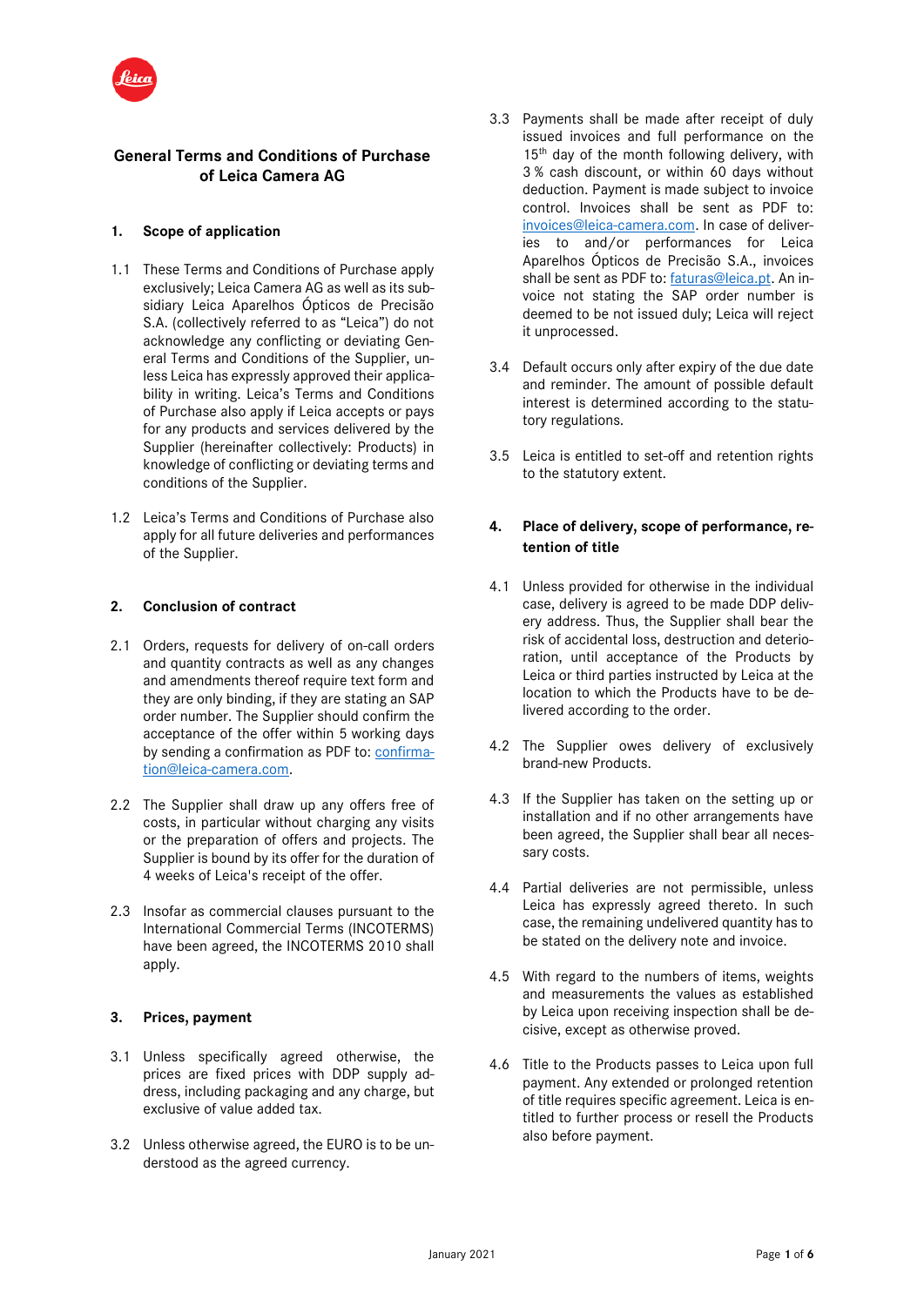# General Terms and Conditions of Purchase of Leica Camera AG

## 1. Scope of application

1.1 These Terms and Conditions of Purchase apply exclusively; Leica Camera AG as well as its subsidiary Leica Aparelhos Ópticos de Precisão S.A. (collectively referred to as "Leica") do not acknowledge any conflicting or deviating General Terms and Conditions of the Supplier, unless Leica has expressly approved their applicability in writing. Leica's Terms and Conditions of Purchase also apply if Leica accepts or pays for any products and services delivered by the Supplier (hereinafter collectively: Products) in knowledge of conflicting or deviating terms and conditions of the Supplier.

1.2 Leica's Terms and Conditions of Purchase also apply for all future deliveries and performances of the Supplier.

## 2. Conclusion of contract

2.1 Orders, requests for delivery of on-call orders and quantity contracts as well as any changes and amendments thereof require text form and they are only binding, if they are stating an SAP order number. The Supplier should confirm the acceptance of the offer within 5 working days by sending a confirmation as PDF to: confirmation@leica-camera.com.

2.2 The Supplier shall draw up any offers free of costs, in particular without charging any visits or the preparation of offers and projects. The Supplier is bound by its offer for the duration of 4 weeks of Leica's receipt of the offer.

2.3 Insofar as commercial clauses pursuant to the International Commercial Terms (INCOTERMS) have been agreed, the INCOTERMS 2010 shall apply.

## 3. Prices, payment

3.1 Unless specifically agreed otherwise, the prices are fixed prices with DDP supply address, including packaging and any charge, but exclusive of value added tax.

3.2 Unless otherwise agreed, the EURO is to be understood as the agreed currency.

3.3 Payments shall be made after receipt of duly issued invoices and full performance on the 15th day of the month following delivery, with 3 % cash discount, or within 60 days without deduction. Payment is made subject to invoice control. Invoices shall be sent as PDF to: invoices@leica-camera.com. In case of deliveries to and/or performances for Leica Aparelhos Ópticos de Precisão S.A., invoices shall be sent as PDF to: faturas@leica.pt. An invoice not stating the SAP order number is deemed to be not issued duly; Leica will reject it unprocessed.

3.4 Default occurs only after expiry of the due date and reminder. The amount of possible default interest is determined according to the statutory regulations.

3.5 Leica is entitled to set-off and retention rights to the statutory extent.

## 4. Place of delivery, scope of performance, retention of title

4.1 Unless provided for otherwise in the individual case, delivery is agreed to be made DDP delivery address. Thus, the Supplier shall bear the risk of accidental loss, destruction and deterioration, until acceptance of the Products by Leica or third parties instructed by Leica at the location to which the Products have to be delivered according to the order.

4.2 The Supplier owes delivery of exclusively brand-new Products.

4.3 If the Supplier has taken on the setting up or installation and if no other arrangements have been agreed, the Supplier shall bear all necessary costs.

4.4 Partial deliveries are not permissible, unless Leica has expressly agreed thereto. In such case, the remaining undelivered quantity has to be stated on the delivery note and invoice.

4.5 With regard to the numbers of items, weights and measurements the values as established by Leica upon receiving inspection shall be decisive, except as otherwise proved.

4.6 Title to the Products passes to Leica upon full payment. Any extended or prolonged retention of title requires specific agreement. Leica is entitled to further process or resell the Products also before payment.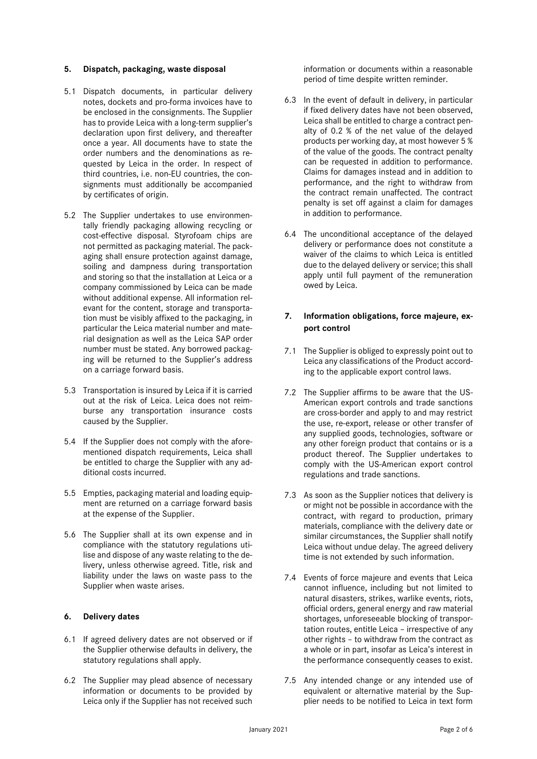## 5. Dispatch, packaging, waste disposal

5.1 Dispatch documents, in particular delivery notes, dockets and pro-forma invoices have to be enclosed in the consignments. The Supplier has to provide Leica with a long-term supplier's declaration upon first delivery, and thereafter once a year. All documents have to state the order numbers and the denominations as requested by Leica in the order. In respect of third countries, i.e. non-EU countries, the consignments must additionally be accompanied by certificates of origin.

5.2 The Supplier undertakes to use environmentally friendly packaging allowing recycling or cost-effective disposal. Styrofoam chips are not permitted as packaging material. The packaging shall ensure protection against damage, soiling and dampness during transportation and storing so that the installation at Leica or a company commissioned by Leica can be made without additional expense. All information relevant for the content, storage and transportation must be visibly affixed to the packaging, in particular the Leica material number and material designation as well as the Leica SAP order number must be stated. Any borrowed packaging will be returned to the Supplier's address on a carriage forward basis.

5.3 Transportation is insured by Leica if it is carried out at the risk of Leica. Leica does not reimburse any transportation insurance costs caused by the Supplier.

5.4 If the Supplier does not comply with the aforementioned dispatch requirements, Leica shall be entitled to charge the Supplier with any additional costs incurred.

5.5 Empties, packaging material and loading equipment are returned on a carriage forward basis at the expense of the Supplier.

5.6 The Supplier shall at its own expense and in compliance with the statutory regulations utilise and dispose of any waste relating to the delivery, unless otherwise agreed. Title, risk and liability under the laws on waste pass to the Supplier when waste arises.

## 6. Delivery dates

6.1 If agreed delivery dates are not observed or if the Supplier otherwise defaults in delivery, the statutory regulations shall apply.

6.2 The Supplier may plead absence of necessary information or documents to be provided by Leica only if the Supplier has not received such information or documents within a reasonable period of time despite written reminder.

6.3 In the event of default in delivery, in particular if fixed delivery dates have not been observed, Leica shall be entitled to charge a contract penalty of 0.2 % of the net value of the delayed products per working day, at most however 5 % of the value of the goods. The contract penalty can be requested in addition to performance. Claims for damages instead and in addition to performance, and the right to withdraw from the contract remain unaffected. The contract penalty is set off against a claim for damages in addition to performance.

6.4 The unconditional acceptance of the delayed delivery or performance does not constitute a waiver of the claims to which Leica is entitled due to the delayed delivery or service; this shall apply until full payment of the remuneration owed by Leica.

## 7. Information obligations, force majeure, export control

7.1 The Supplier is obliged to expressly point out to Leica any classifications of the Product according to the applicable export control laws.

7.2 The Supplier affirms to be aware that the US-American export controls and trade sanctions are cross-border and apply to and may restrict the use, re-export, release or other transfer of any supplied goods, technologies, software or any other foreign product that contains or is a product thereof. The Supplier undertakes to comply with the US-American export control regulations and trade sanctions.

7.3 As soon as the Supplier notices that delivery is or might not be possible in accordance with the contract, with regard to production, primary materials, compliance with the delivery date or similar circumstances, the Supplier shall notify Leica without undue delay. The agreed delivery time is not extended by such information.

7.4 Events of force majeure and events that Leica cannot influence, including but not limited to natural disasters, strikes, warlike events, riots, official orders, general energy and raw material shortages, unforeseeable blocking of transportation routes, entitle Leica – irrespective of any other rights – to withdraw from the contract as a whole or in part, insofar as Leica's interest in the performance consequently ceases to exist.

7.5 Any intended change or any intended use of equivalent or alternative material by the Supplier needs to be notified to Leica in text form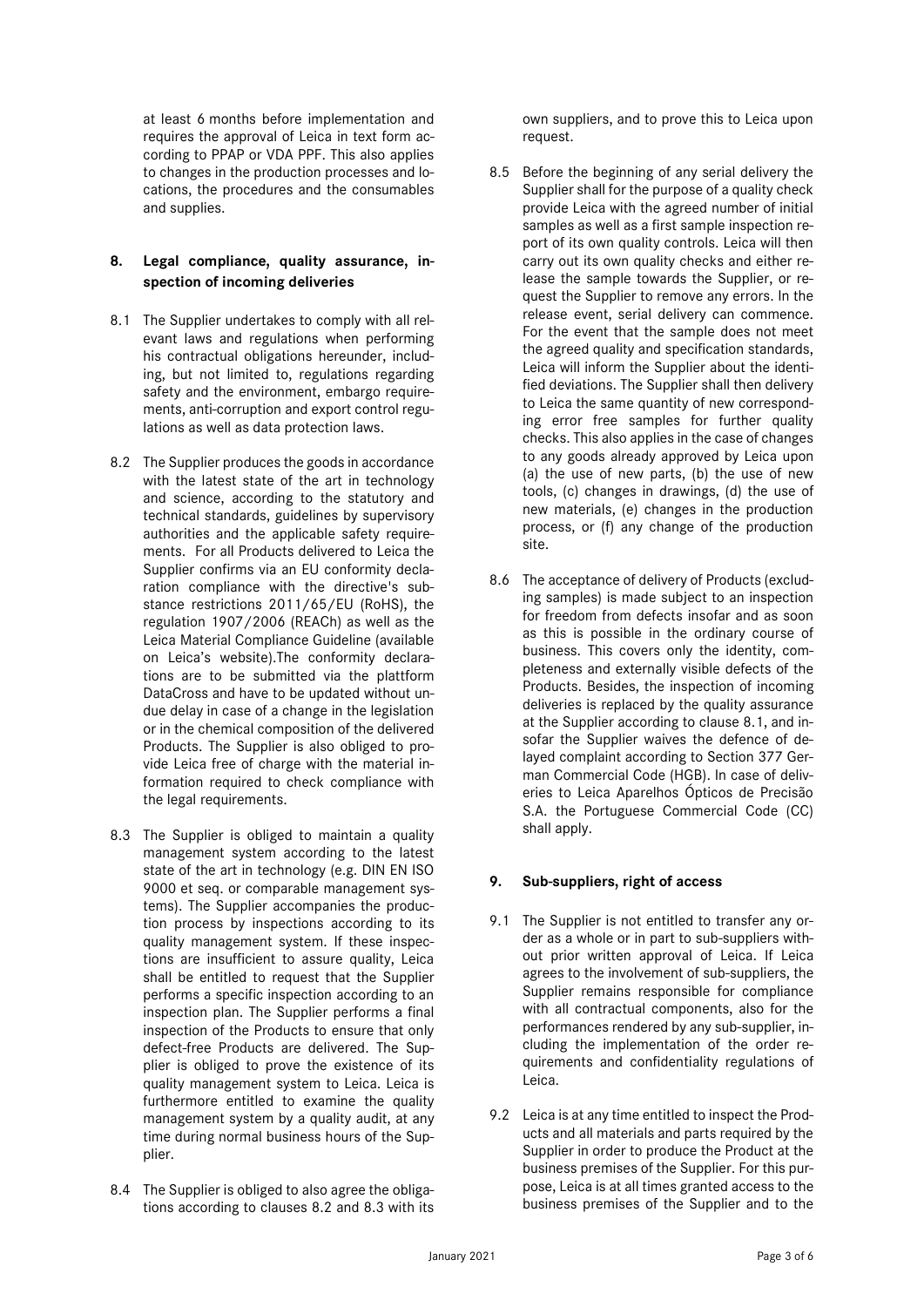at least 6 months before implementation and requires the approval of Leica in text form according to PPAP or VDA PPF. This also applies to changes in the production processes and locations, the procedures and the consumables and supplies.

## 8. Legal compliance, quality assurance, inspection of incoming deliveries

8.1 The Supplier undertakes to comply with all relevant laws and regulations when performing his contractual obligations hereunder, including, but not limited to, regulations regarding safety and the environment, embargo requirements, anti-corruption and export control regulations as well as data protection laws.

8.2 The Supplier produces the goods in accordance with the latest state of the art in technology and science, according to the statutory and technical standards, guidelines by supervisory authorities and the applicable safety requirements. For all Products delivered to Leica the Supplier confirms via an EU conformity declaration compliance with the directive's substance restrictions 2011/65/EU (RoHS), the regulation 1907/2006 (REACh) as well as the Leica Material Compliance Guideline (available on Leica's website).The conformity declarations are to be submitted via the plattform DataCross and have to be updated without undue delay in case of a change in the legislation or in the chemical composition of the delivered Products. The Supplier is also obliged to provide Leica free of charge with the material information required to check compliance with the legal requirements.

8.3 The Supplier is obliged to maintain a quality management system according to the latest state of the art in technology (e.g. DIN EN ISO 9000 et seq. or comparable management systems). The Supplier accompanies the production process by inspections according to its quality management system. If these inspections are insufficient to assure quality, Leica shall be entitled to request that the Supplier performs a specific inspection according to an inspection plan. The Supplier performs a final inspection of the Products to ensure that only defect-free Products are delivered. The Supplier is obliged to prove the existence of its quality management system to Leica. Leica is furthermore entitled to examine the quality management system by a quality audit, at any time during normal business hours of the Supplier.

8.4 The Supplier is obliged to also agree the obligations according to clauses 8.2 and 8.3 with its own suppliers, and to prove this to Leica upon request.

8.5 Before the beginning of any serial delivery the Supplier shall for the purpose of a quality check provide Leica with the agreed number of initial samples as well as a first sample inspection report of its own quality controls. Leica will then carry out its own quality checks and either release the sample towards the Supplier, or request the Supplier to remove any errors. In the release event, serial delivery can commence. For the event that the sample does not meet the agreed quality and specification standards, Leica will inform the Supplier about the identified deviations. The Supplier shall then delivery to Leica the same quantity of new corresponding error free samples for further quality checks. This also applies in the case of changes to any goods already approved by Leica upon (a) the use of new parts, (b) the use of new tools, (c) changes in drawings, (d) the use of new materials, (e) changes in the production process, or (f) any change of the production site.

8.6 The acceptance of delivery of Products (excluding samples) is made subject to an inspection for freedom from defects insofar and as soon as this is possible in the ordinary course of business. This covers only the identity, completeness and externally visible defects of the Products. Besides, the inspection of incoming deliveries is replaced by the quality assurance at the Supplier according to clause 8.1, and insofar the Supplier waives the defence of delayed complaint according to Section 377 German Commercial Code (HGB). In case of deliveries to Leica Aparelhos Ópticos de Precisão S.A. the Portuguese Commercial Code (CC) shall apply.

## 9. Sub-suppliers, right of access

9.1 The Supplier is not entitled to transfer any order as a whole or in part to sub-suppliers without prior written approval of Leica. If Leica agrees to the involvement of sub-suppliers, the Supplier remains responsible for compliance with all contractual components, also for the performances rendered by any sub-supplier, including the implementation of the order requirements and confidentiality regulations of Leica.

9.2 Leica is at any time entitled to inspect the Products and all materials and parts required by the Supplier in order to produce the Product at the business premises of the Supplier. For this purpose, Leica is at all times granted access to the business premises of the Supplier and to the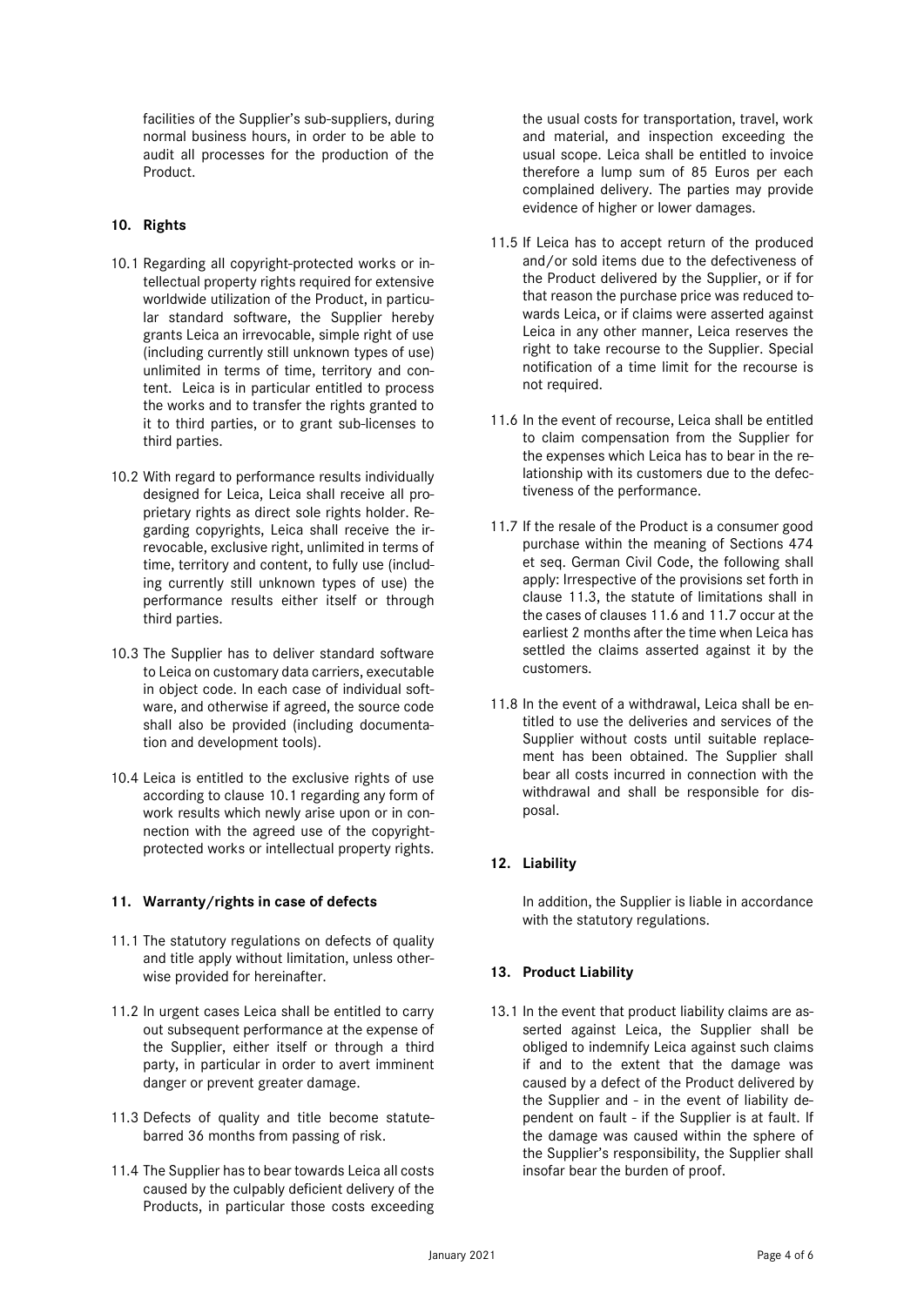facilities of the Supplier's sub-suppliers, during normal business hours, in order to be able to audit all processes for the production of the Product.

## 10. Rights

10.1 Regarding all copyright-protected works or intellectual property rights required for extensive worldwide utilization of the Product, in particular standard software, the Supplier hereby grants Leica an irrevocable, simple right of use (including currently still unknown types of use) unlimited in terms of time, territory and content. Leica is in particular entitled to process the works and to transfer the rights granted to it to third parties, or to grant sub-licenses to third parties.

10.2 With regard to performance results individually designed for Leica, Leica shall receive all proprietary rights as direct sole rights holder. Regarding copyrights, Leica shall receive the irrevocable, exclusive right, unlimited in terms of time, territory and content, to fully use (including currently still unknown types of use) the performance results either itself or through third parties.

10.3 The Supplier has to deliver standard software to Leica on customary data carriers, executable in object code. In each case of individual software, and otherwise if agreed, the source code shall also be provided (including documentation and development tools).

10.4 Leica is entitled to the exclusive rights of use according to clause 10.1 regarding any form of work results which newly arise upon or in connection with the agreed use of the copyright-protected works or intellectual property rights.

## 11. Warranty/rights in case of defects

11.1 The statutory regulations on defects of quality and title apply without limitation, unless otherwise provided for hereinafter.

11.2 In urgent cases Leica shall be entitled to carry out subsequent performance at the expense of the Supplier, either itself or through a third party, in particular in order to avert imminent danger or prevent greater damage.

11.3 Defects of quality and title become statute-barred 36 months from passing of risk.

11.4 The Supplier has to bear towards Leica all costs caused by the culpably deficient delivery of the Products, in particular those costs exceeding the usual costs for transportation, travel, work and material, and inspection exceeding the usual scope. Leica shall be entitled to invoice therefore a lump sum of 85 Euros per each complained delivery. The parties may provide evidence of higher or lower damages.

11.5 If Leica has to accept return of the produced and/or sold items due to the defectiveness of the Product delivered by the Supplier, or if for that reason the purchase price was reduced towards Leica, or if claims were asserted against Leica in any other manner, Leica reserves the right to take recourse to the Supplier. Special notification of a time limit for the recourse is not required.

11.6 In the event of recourse, Leica shall be entitled to claim compensation from the Supplier for the expenses which Leica has to bear in the relationship with its customers due to the defectiveness of the performance.

11.7 If the resale of the Product is a consumer good purchase within the meaning of Sections 474 et seq. German Civil Code, the following shall apply: Irrespective of the provisions set forth in clause 11.3, the statute of limitations shall in the cases of clauses 11.6 and 11.7 occur at the earliest 2 months after the time when Leica has settled the claims asserted against it by the customers.

11.8 In the event of a withdrawal, Leica shall be entitled to use the deliveries and services of the Supplier without costs until suitable replacement has been obtained. The Supplier shall bear all costs incurred in connection with the withdrawal and shall be responsible for disposal.

## 12. Liability

In addition, the Supplier is liable in accordance with the statutory regulations.

## 13. Product Liability

13.1 In the event that product liability claims are asserted against Leica, the Supplier shall be obliged to indemnify Leica against such claims if and to the extent that the damage was caused by a defect of the Product delivered by the Supplier and - in the event of liability dependent on fault - if the Supplier is at fault. If the damage was caused within the sphere of the Supplier's responsibility, the Supplier shall insofar bear the burden of proof.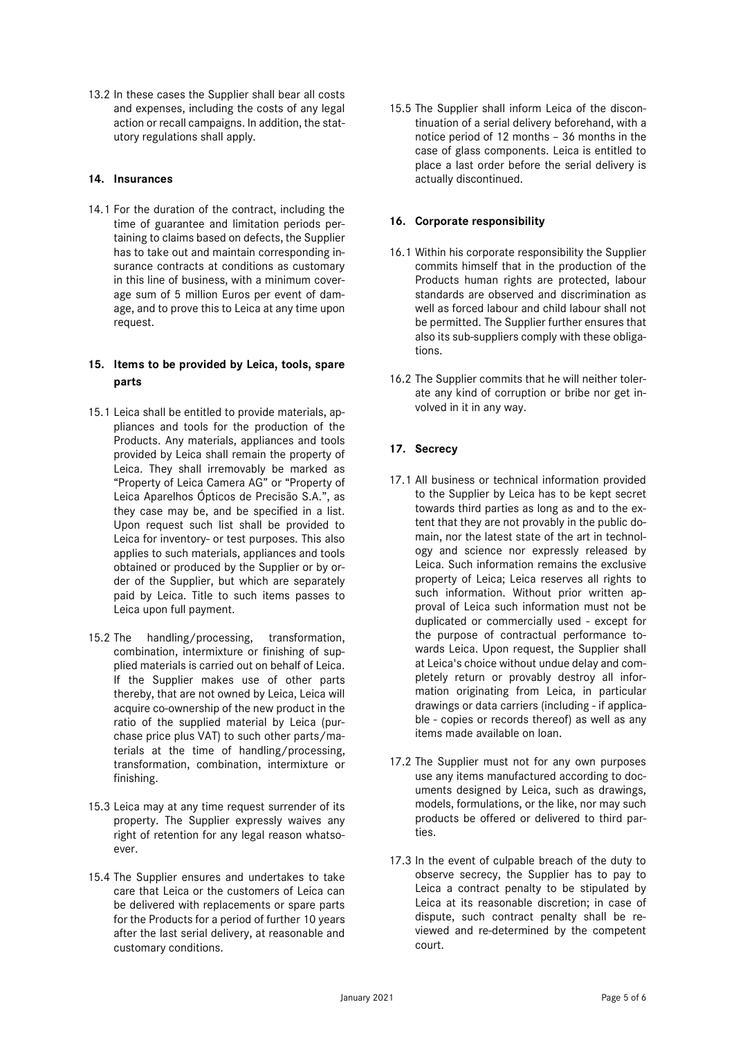13.2 In these cases the Supplier shall bear all costs and expenses, including the costs of any legal action or recall campaigns. In addition, the statutory regulations shall apply.

## 14. Insurances

14.1 For the duration of the contract, including the time of guarantee and limitation periods pertaining to claims based on defects, the Supplier has to take out and maintain corresponding insurance contracts at conditions as customary in this line of business, with a minimum coverage sum of 5 million Euros per event of damage, and to prove this to Leica at any time upon request.

## 15. Items to be provided by Leica, tools, spare parts

15.1 Leica shall be entitled to provide materials, appliances and tools for the production of the Products. Any materials, appliances and tools provided by Leica shall remain the property of Leica. They shall irremovably be marked as "Property of Leica Camera AG" or "Property of Leica Aparelhos Ópticos de Precisão S.A.", as they case may be, and be specified in a list. Upon request such list shall be provided to Leica for inventory- or test purposes. This also applies to such materials, appliances and tools obtained or produced by the Supplier or by order of the Supplier, but which are separately paid by Leica. Title to such items passes to Leica upon full payment.

15.2 The handling/processing, transformation, combination, intermixture or finishing of supplied materials is carried out on behalf of Leica. If the Supplier makes use of other parts thereby, that are not owned by Leica, Leica will acquire co-ownership of the new product in the ratio of the supplied material by Leica (purchase price plus VAT) to such other parts/materials at the time of handling/processing, transformation, combination, intermixture or finishing.

15.3 Leica may at any time request surrender of its property. The Supplier expressly waives any right of retention for any legal reason whatsoever.

15.4 The Supplier ensures and undertakes to take care that Leica or the customers of Leica can be delivered with replacements or spare parts for the Products for a period of further 10 years after the last serial delivery, at reasonable and customary conditions.

15.5 The Supplier shall inform Leica of the discontinuation of a serial delivery beforehand, with a notice period of 12 months – 36 months in the case of glass components. Leica is entitled to place a last order before the serial delivery is actually discontinued.

## 16. Corporate responsibility

16.1 Within his corporate responsibility the Supplier commits himself that in the production of the Products human rights are protected, labour standards are observed and discrimination as well as forced labour and child labour shall not be permitted. The Supplier further ensures that also its sub-suppliers comply with these obligations.

16.2 The Supplier commits that he will neither tolerate any kind of corruption or bribe nor get involved in it in any way.

## 17. Secrecy

17.1 All business or technical information provided to the Supplier by Leica has to be kept secret towards third parties as long as and to the extent that they are not provably in the public domain, nor the latest state of the art in technology and science nor expressly released by Leica. Such information remains the exclusive property of Leica; Leica reserves all rights to such information. Without prior written approval of Leica such information must not be duplicated or commercially used - except for the purpose of contractual performance towards Leica. Upon request, the Supplier shall at Leica's choice without undue delay and completely return or provably destroy all information originating from Leica, in particular drawings or data carriers (including - if applicable - copies or records thereof) as well as any items made available on loan.

17.2 The Supplier must not for any own purposes use any items manufactured according to documents designed by Leica, such as drawings, models, formulations, or the like, nor may such products be offered or delivered to third parties.

17.3 In the event of culpable breach of the duty to observe secrecy, the Supplier has to pay to Leica a contract penalty to be stipulated by Leica at its reasonable discretion; in case of dispute, such contract penalty shall be reviewed and re-determined by the competent court.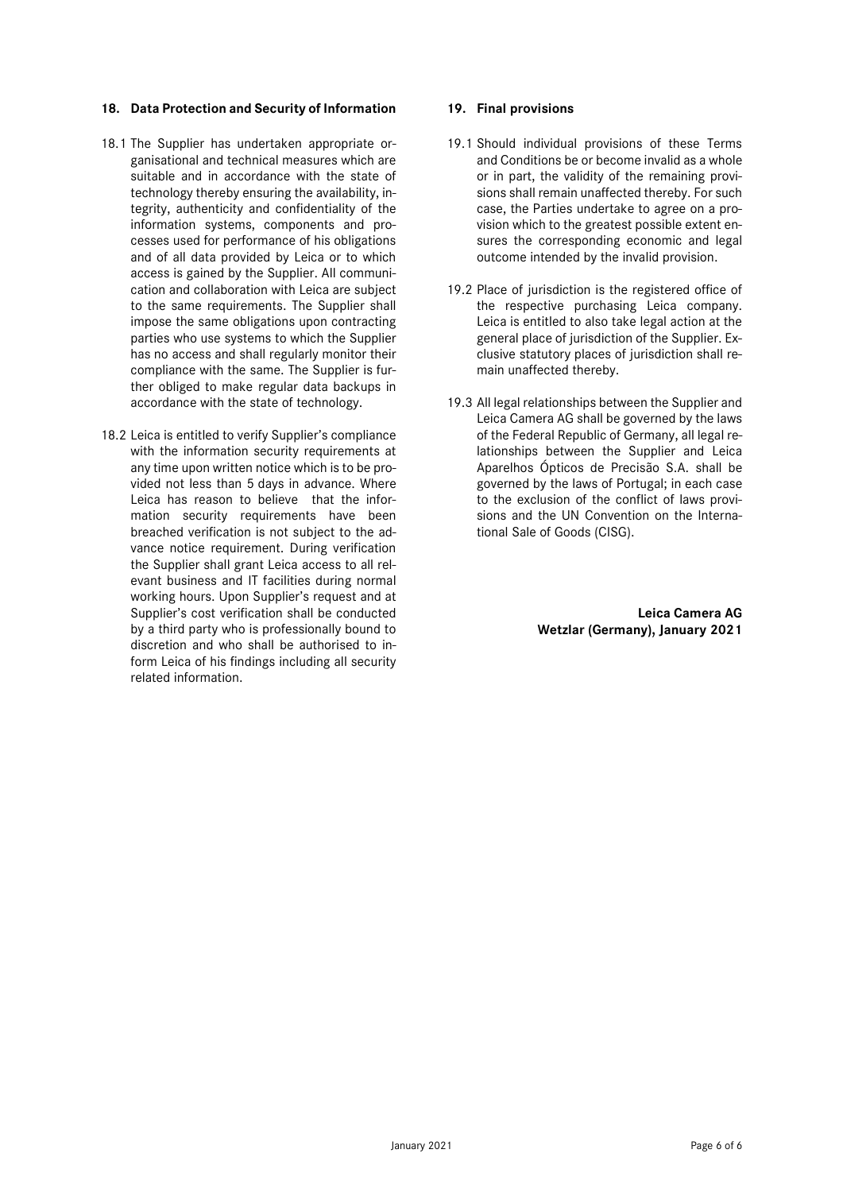## 18. Data Protection and Security of Information

18.1 The Supplier has undertaken appropriate organisational and technical measures which are suitable and in accordance with the state of technology thereby ensuring the availability, integrity, authenticity and confidentiality of the information systems, components and processes used for performance of his obligations and of all data provided by Leica or to which access is gained by the Supplier. All communication and collaboration with Leica are subject to the same requirements. The Supplier shall impose the same obligations upon contracting parties who use systems to which the Supplier has no access and shall regularly monitor their compliance with the same. The Supplier is further obliged to make regular data backups in accordance with the state of technology.

18.2 Leica is entitled to verify Supplier's compliance with the information security requirements at any time upon written notice which is to be provided not less than 5 days in advance. Where Leica has reason to believe that the information security requirements have been breached verification is not subject to the advance notice requirement. During verification the Supplier shall grant Leica access to all relevant business and IT facilities during normal working hours. Upon Supplier's request and at Supplier's cost verification shall be conducted by a third party who is professionally bound to discretion and who shall be authorised to inform Leica of his findings including all security related information.

## 19. Final provisions

19.1 Should individual provisions of these Terms and Conditions be or become invalid as a whole or in part, the validity of the remaining provisions shall remain unaffected thereby. For such case, the Parties undertake to agree on a provision which to the greatest possible extent ensures the corresponding economic and legal outcome intended by the invalid provision.

19.2 Place of jurisdiction is the registered office of the respective purchasing Leica company. Leica is entitled to also take legal action at the general place of jurisdiction of the Supplier. Exclusive statutory places of jurisdiction shall remain unaffected thereby.

19.3 All legal relationships between the Supplier and Leica Camera AG shall be governed by the laws of the Federal Republic of Germany, all legal relationships between the Supplier and Leica Aparelhos Ópticos de Precisão S.A. shall be governed by the laws of Portugal; in each case to the exclusion of the conflict of laws provisions and the UN Convention on the International Sale of Goods (CISG).

**Leica Camera AG**
**Wetzlar (Germany), January 2021**